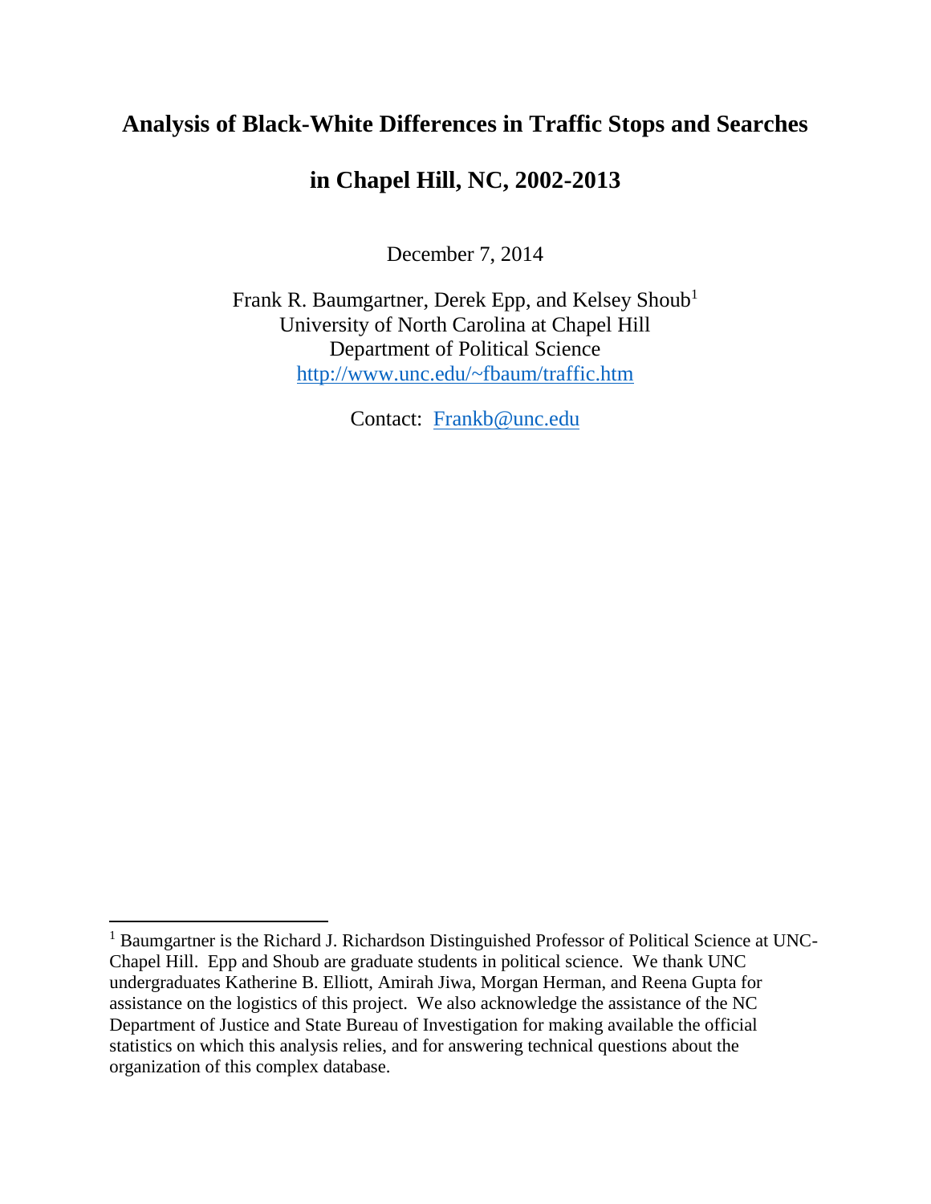# Analysis of Black-White Differences in Traffic Stops and Searches

# in Chapel Hill, NC, 2002-2013

December 7, 2014

Frank R. Baumgartner, Derek Epp, and Kelsey Shoub[1]
University of North Carolina at Chapel Hill
Department of Political Science
http://www.unc.edu/~fbaum/traffic.htm

Contact: Frankb@unc.edu

---

[1] Baumgartner is the Richard J. Richardson Distinguished Professor of Political Science at UNC-Chapel Hill. Epp and Shoub are graduate students in political science. We thank UNC undergraduates Katherine B. Elliott, Amirah Jiwa, Morgan Herman, and Reena Gupta for assistance on the logistics of this project. We also acknowledge the assistance of the NC Department of Justice and State Bureau of Investigation for making available the official statistics on which this analysis relies, and for answering technical questions about the organization of this complex database.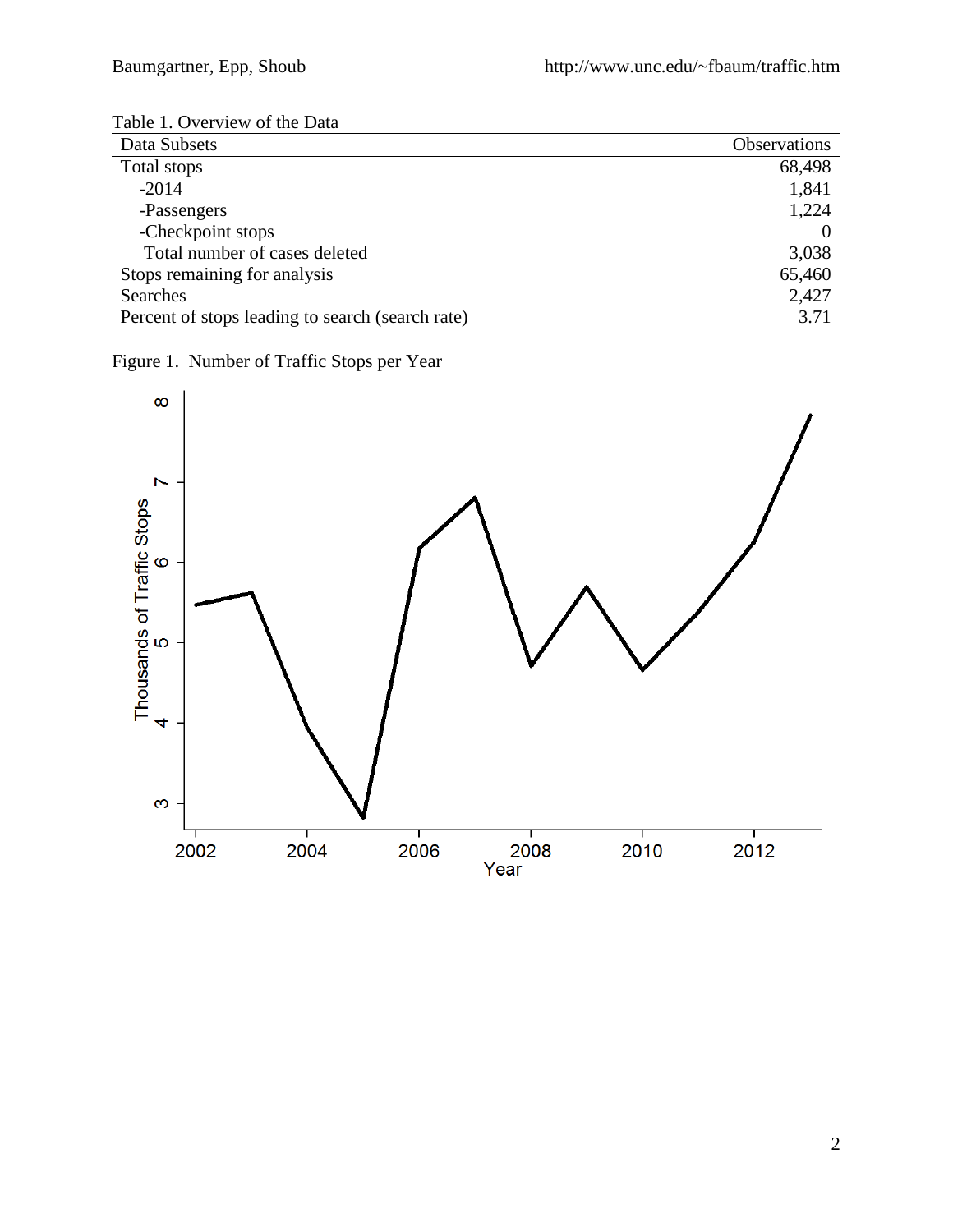Table 1. Overview of the Data

| Data Subsets | Observations |
|---|---|
| Total stops | 68,498 |
| -2014 | 1,841 |
| -Passengers | 1,224 |
| -Checkpoint stops | 0 |
| Total number of cases deleted | 3,038 |
| Stops remaining for analysis | 65,460 |
| Searches | 2,427 |
| Percent of stops leading to search (search rate) | 3.71 |

Figure 1. Number of Traffic Stops per Year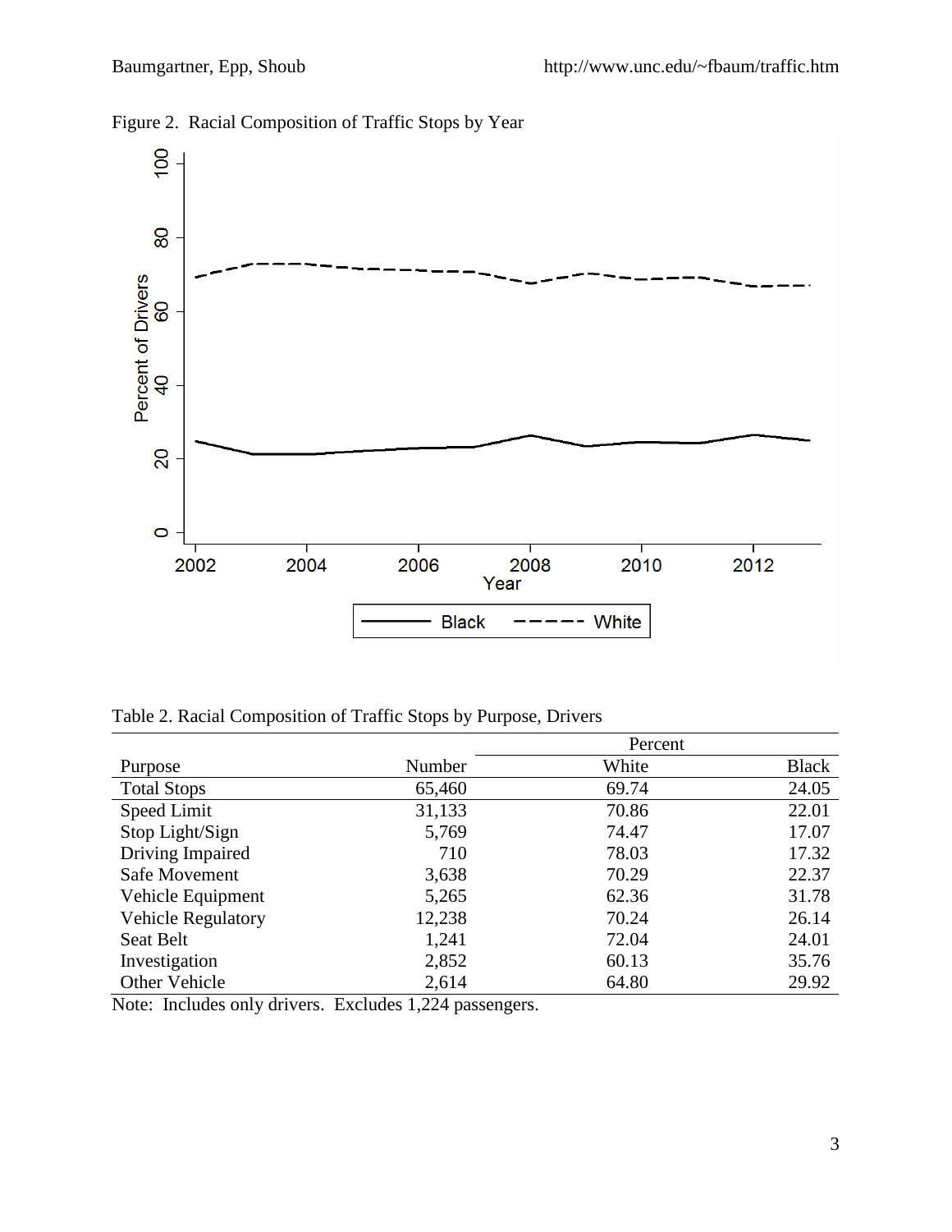Figure 2. Racial Composition of Traffic Stops by Year

Table 2. Racial Composition of Traffic Stops by Purpose, Drivers

| Purpose | Number | Percent White | Percent Black |
|---|---|---|---|
| Total Stops | 65,460 | 69.74 | 24.05 |
| Speed Limit | 31,133 | 70.86 | 22.01 |
| Stop Light/Sign | 5,769 | 74.47 | 17.07 |
| Driving Impaired | 710 | 78.03 | 17.32 |
| Safe Movement | 3,638 | 70.29 | 22.37 |
| Vehicle Equipment | 5,265 | 62.36 | 31.78 |
| Vehicle Regulatory | 12,238 | 70.24 | 26.14 |
| Seat Belt | 1,241 | 72.04 | 24.01 |
| Investigation | 2,852 | 60.13 | 35.76 |
| Other Vehicle | 2,614 | 64.80 | 29.92 |

Note: Includes only drivers. Excludes 1,224 passengers.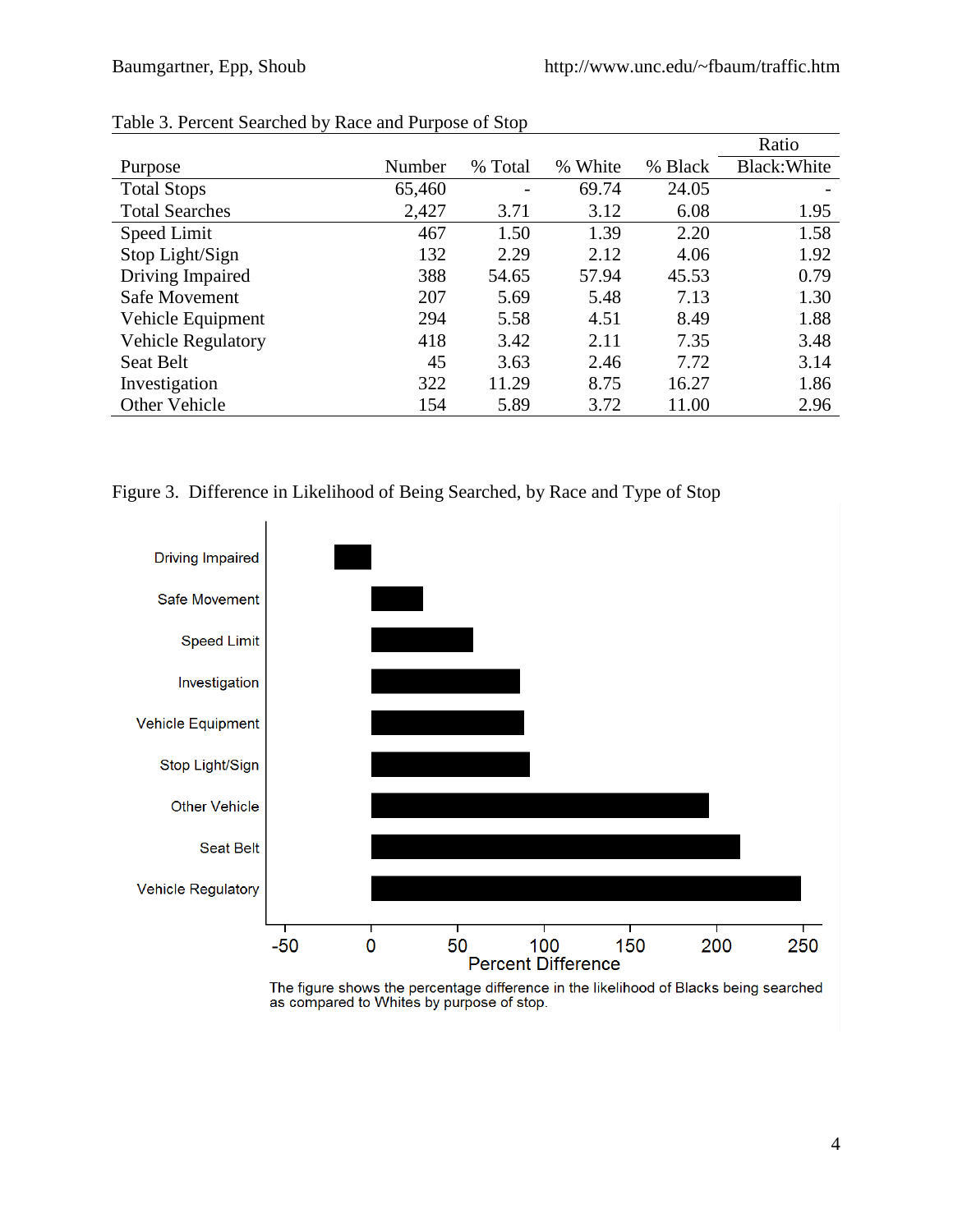Table 3. Percent Searched by Race and Purpose of Stop

| Purpose | Number | % Total | % White | % Black | Ratio Black:White |
|---|---|---|---|---|---|
| Total Stops | 65,460 | - | 69.74 | 24.05 | - |
| Total Searches | 2,427 | 3.71 | 3.12 | 6.08 | 1.95 |
| Speed Limit | 467 | 1.50 | 1.39 | 2.20 | 1.58 |
| Stop Light/Sign | 132 | 2.29 | 2.12 | 4.06 | 1.92 |
| Driving Impaired | 388 | 54.65 | 57.94 | 45.53 | 0.79 |
| Safe Movement | 207 | 5.69 | 5.48 | 7.13 | 1.30 |
| Vehicle Equipment | 294 | 5.58 | 4.51 | 8.49 | 1.88 |
| Vehicle Regulatory | 418 | 3.42 | 2.11 | 7.35 | 3.48 |
| Seat Belt | 45 | 3.63 | 2.46 | 7.72 | 3.14 |
| Investigation | 322 | 11.29 | 8.75 | 16.27 | 1.86 |
| Other Vehicle | 154 | 5.89 | 3.72 | 11.00 | 2.96 |

Figure 3. Difference in Likelihood of Being Searched, by Race and Type of Stop

The figure shows the percentage difference in the likelihood of Blacks being searched as compared to Whites by purpose of stop.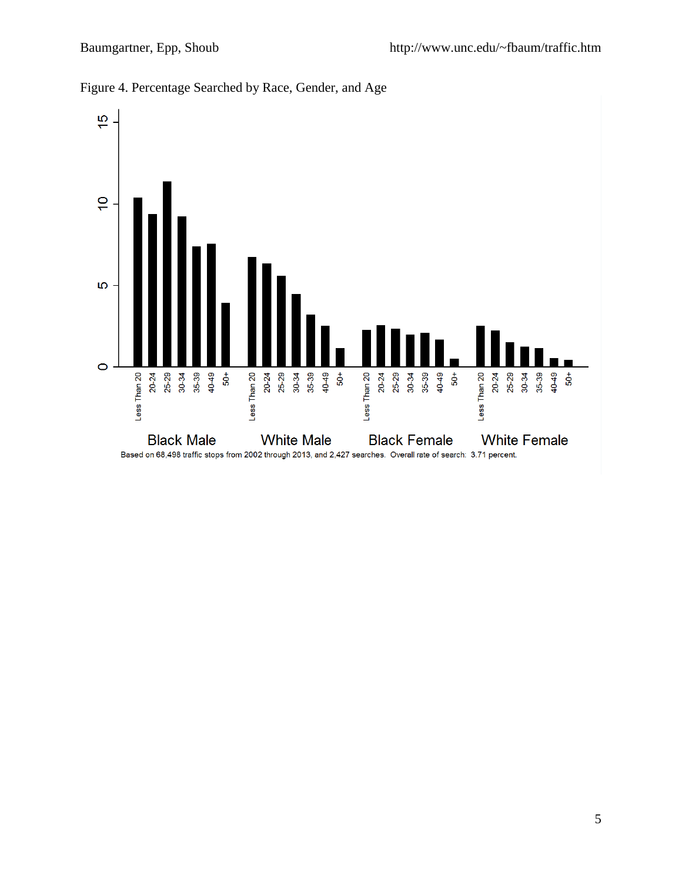Figure 4. Percentage Searched by Race, Gender, and Age

Based on 68,498 traffic stops from 2002 through 2013, and 2,427 searches. Overall rate of search: 3.71 percent.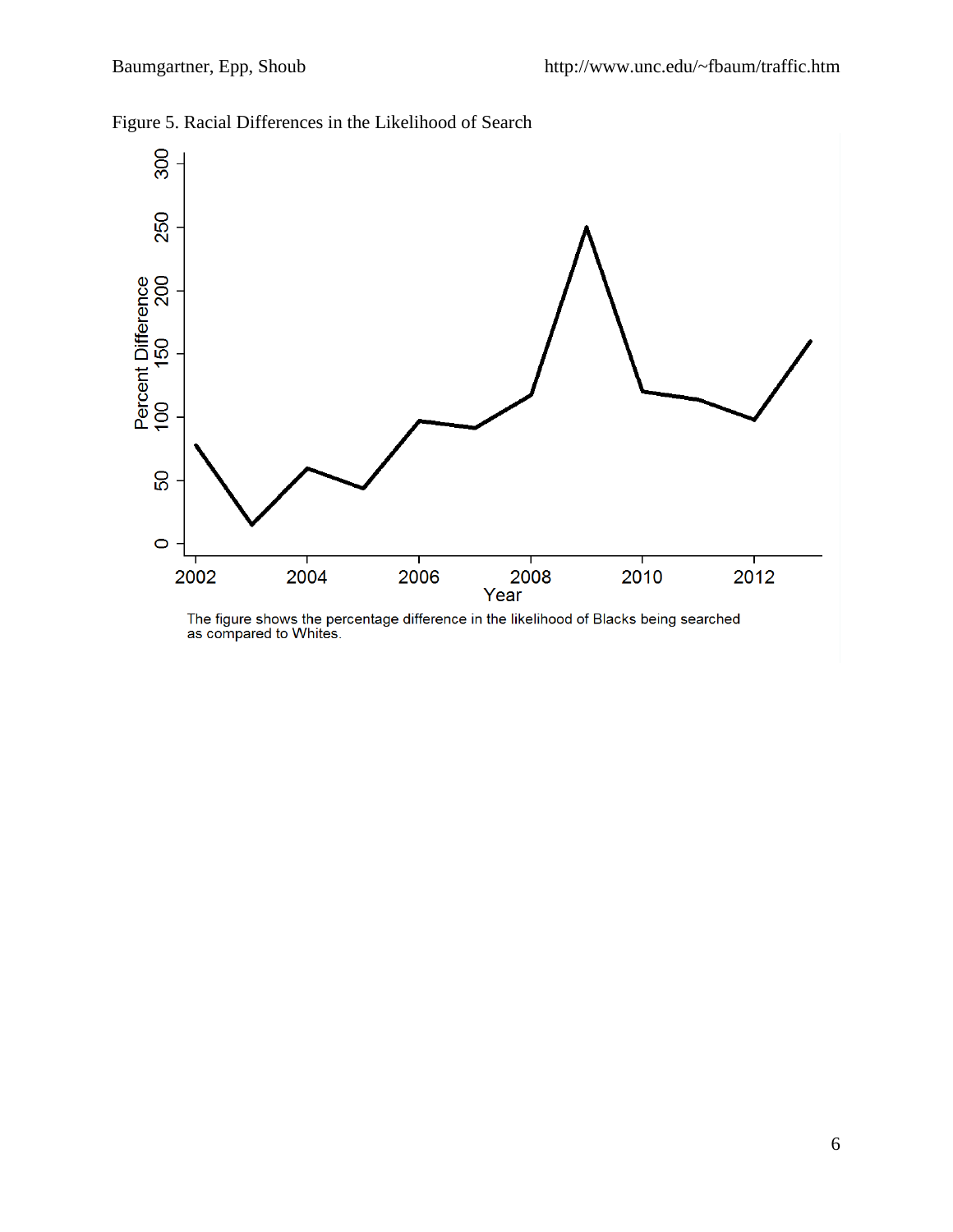Figure 5. Racial Differences in the Likelihood of Search

The figure shows the percentage difference in the likelihood of Blacks being searched as compared to Whites.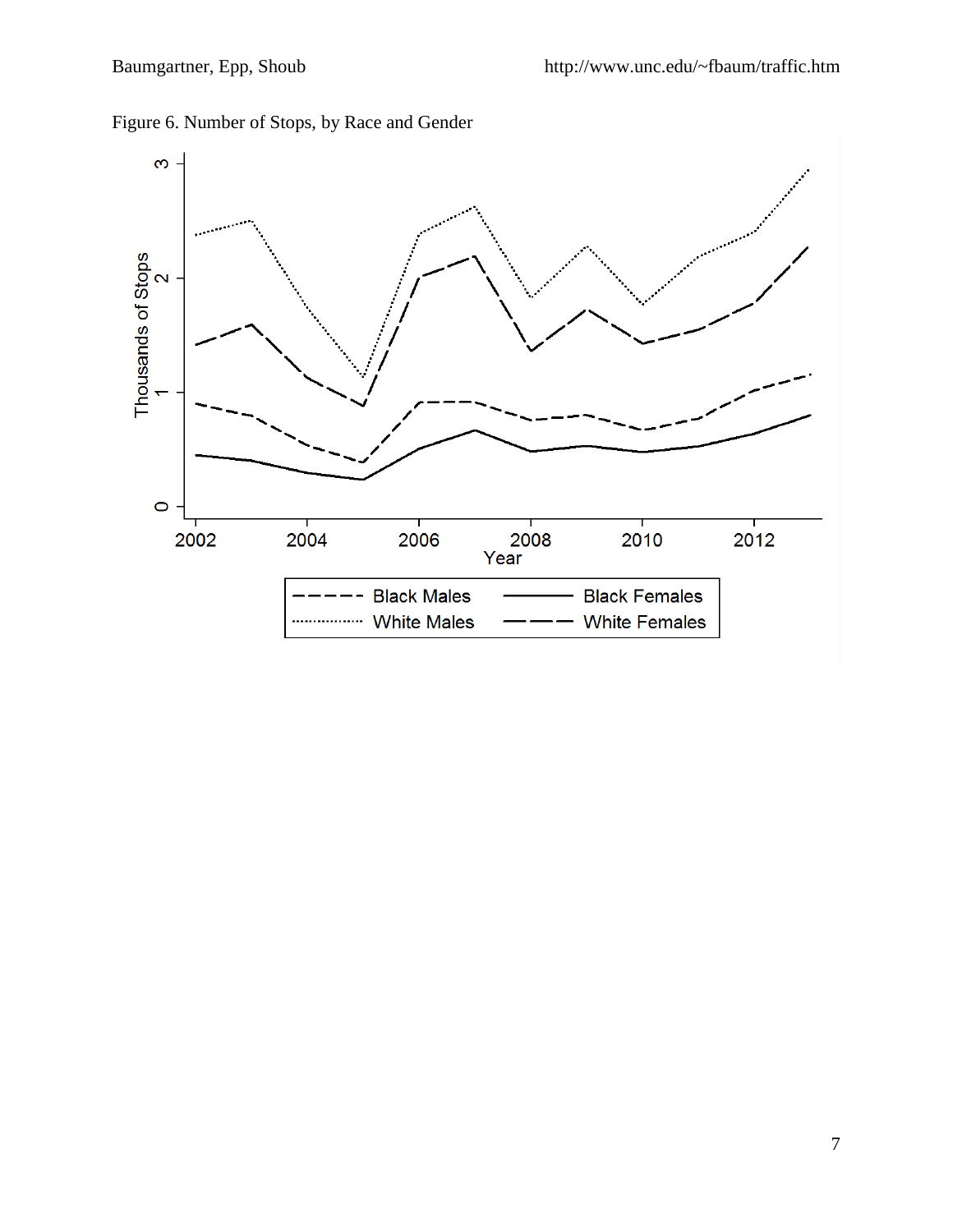Figure 6. Number of Stops, by Race and Gender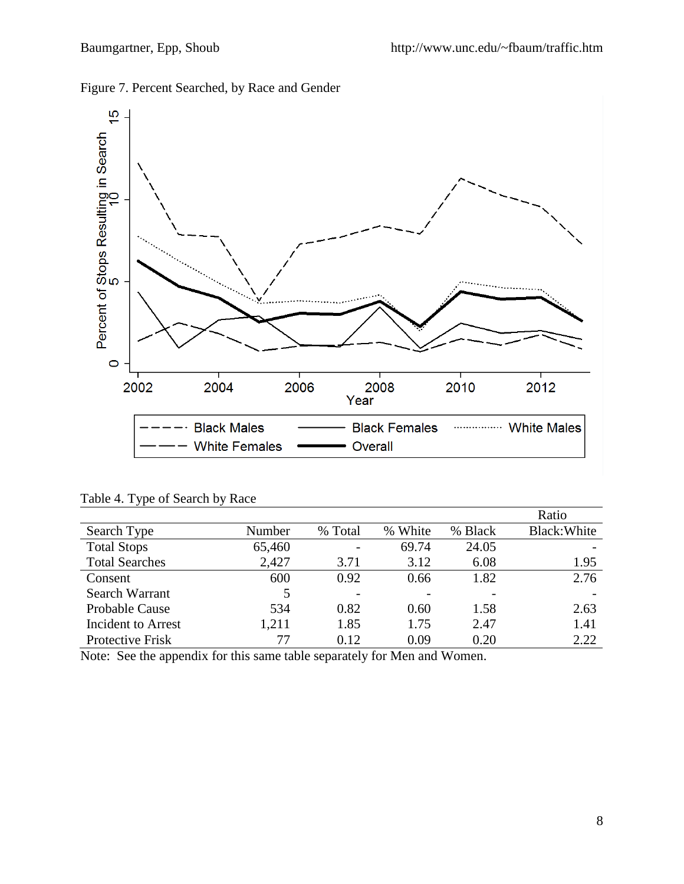Figure 7. Percent Searched, by Race and Gender

Table 4. Type of Search by Race

| Search Type | Number | % Total | % White | % Black | Ratio Black:White |
|---|---|---|---|---|---|
| Total Stops | 65,460 | - | 69.74 | 24.05 | - |
| Total Searches | 2,427 | 3.71 | 3.12 | 6.08 | 1.95 |
| Consent | 600 | 0.92 | 0.66 | 1.82 | 2.76 |
| Search Warrant | 5 | - | - | - | - |
| Probable Cause | 534 | 0.82 | 0.60 | 1.58 | 2.63 |
| Incident to Arrest | 1,211 | 1.85 | 1.75 | 2.47 | 1.41 |
| Protective Frisk | 77 | 0.12 | 0.09 | 0.20 | 2.22 |

Note: See the appendix for this same table separately for Men and Women.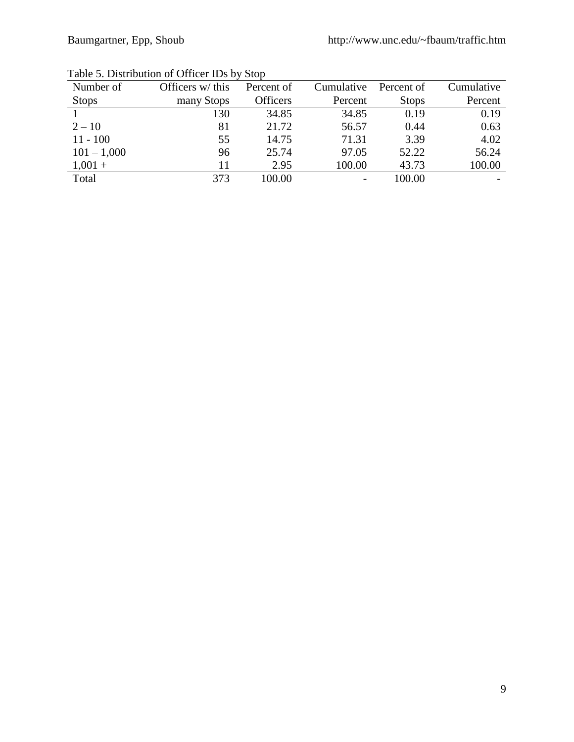Table 5. Distribution of Officer IDs by Stop

| Number of Stops | Officers w/ this many Stops | Percent of Officers | Cumulative Percent | Percent of Stops | Cumulative Percent |
|---|---|---|---|---|---|
| 1 | 130 | 34.85 | 34.85 | 0.19 | 0.19 |
| 2 – 10 | 81 | 21.72 | 56.57 | 0.44 | 0.63 |
| 11 - 100 | 55 | 14.75 | 71.31 | 3.39 | 4.02 |
| 101 – 1,000 | 96 | 25.74 | 97.05 | 52.22 | 56.24 |
| 1,001 + | 11 | 2.95 | 100.00 | 43.73 | 100.00 |
| Total | 373 | 100.00 | - | 100.00 | - |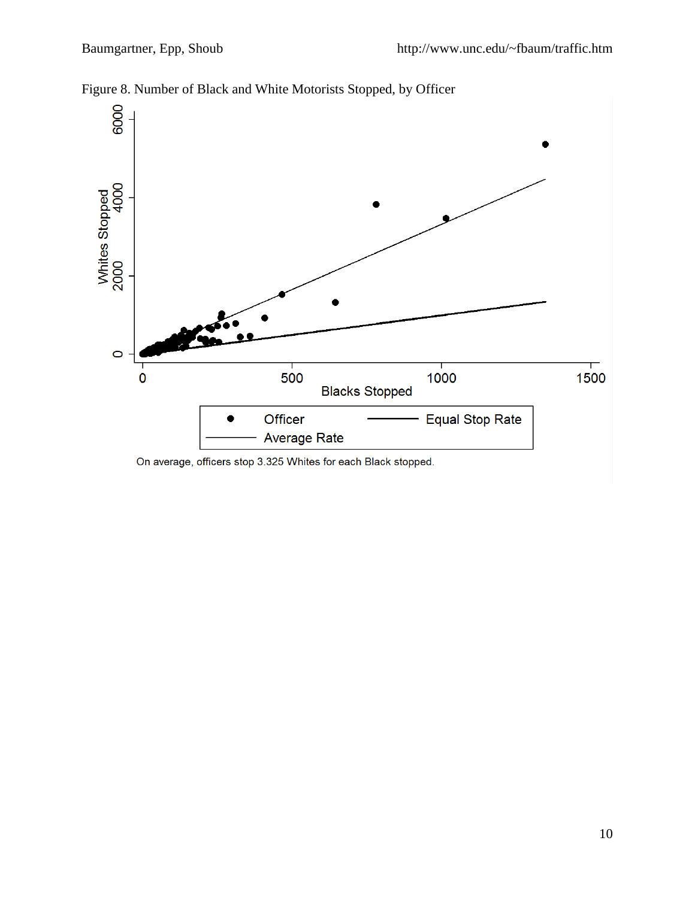Figure 8. Number of Black and White Motorists Stopped, by Officer

On average, officers stop 3.325 Whites for each Black stopped.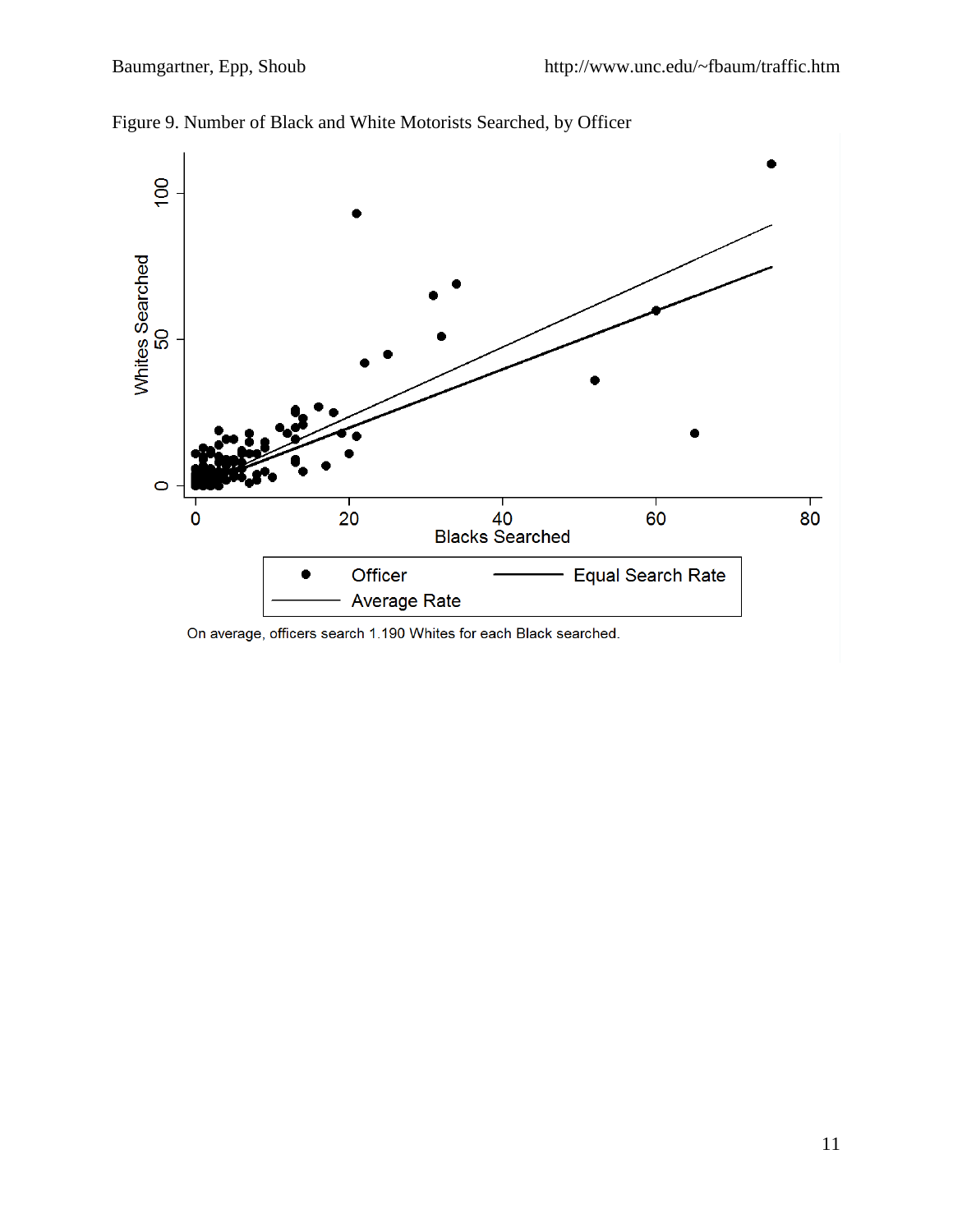Figure 9. Number of Black and White Motorists Searched, by Officer

On average, officers search 1.190 Whites for each Black searched.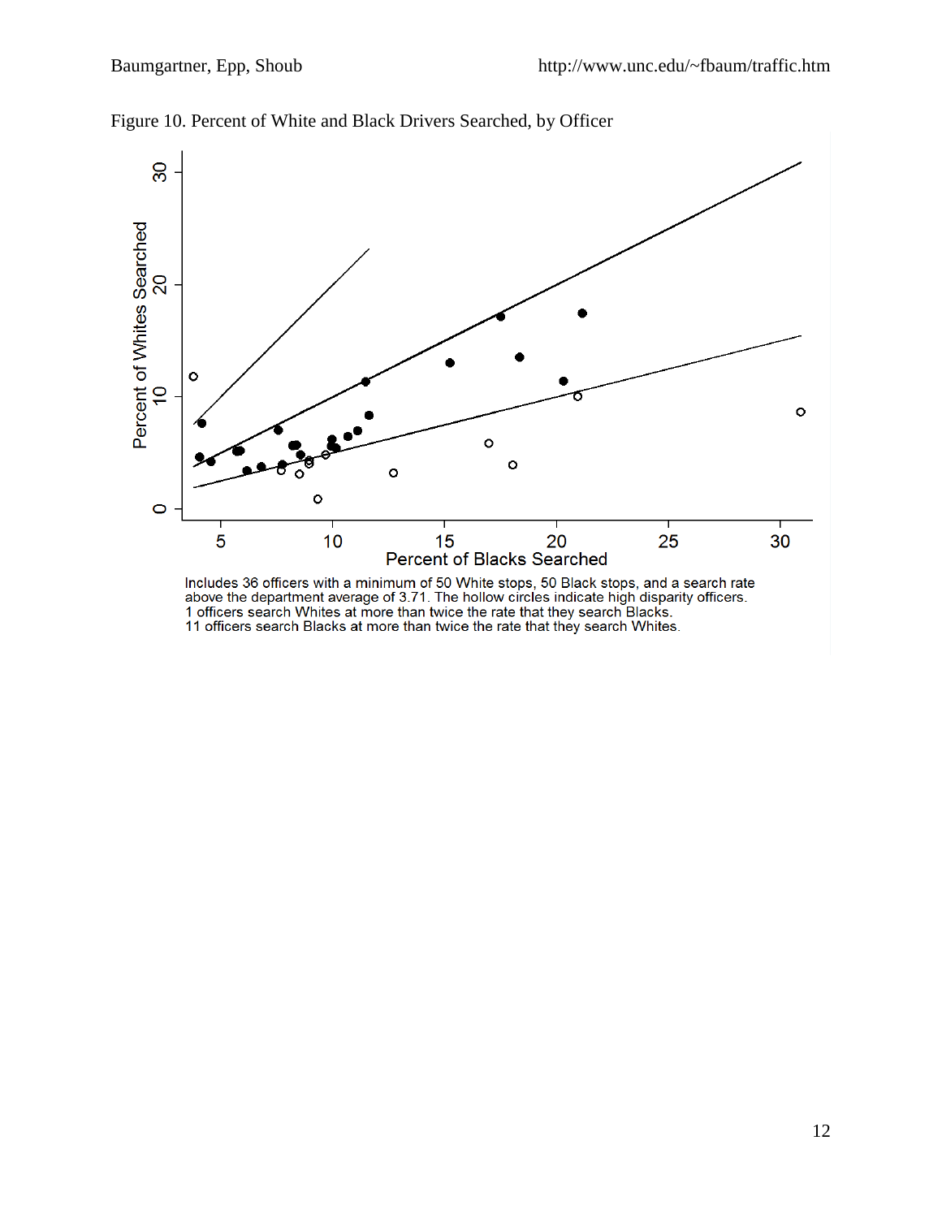Figure 10. Percent of White and Black Drivers Searched, by Officer

Includes 36 officers with a minimum of 50 White stops, 50 Black stops, and a search rate above the department average of 3.71. The hollow circles indicate high disparity officers.
1 officers search Whites at more than twice the rate that they search Blacks.
11 officers search Blacks at more than twice the rate that they search Whites.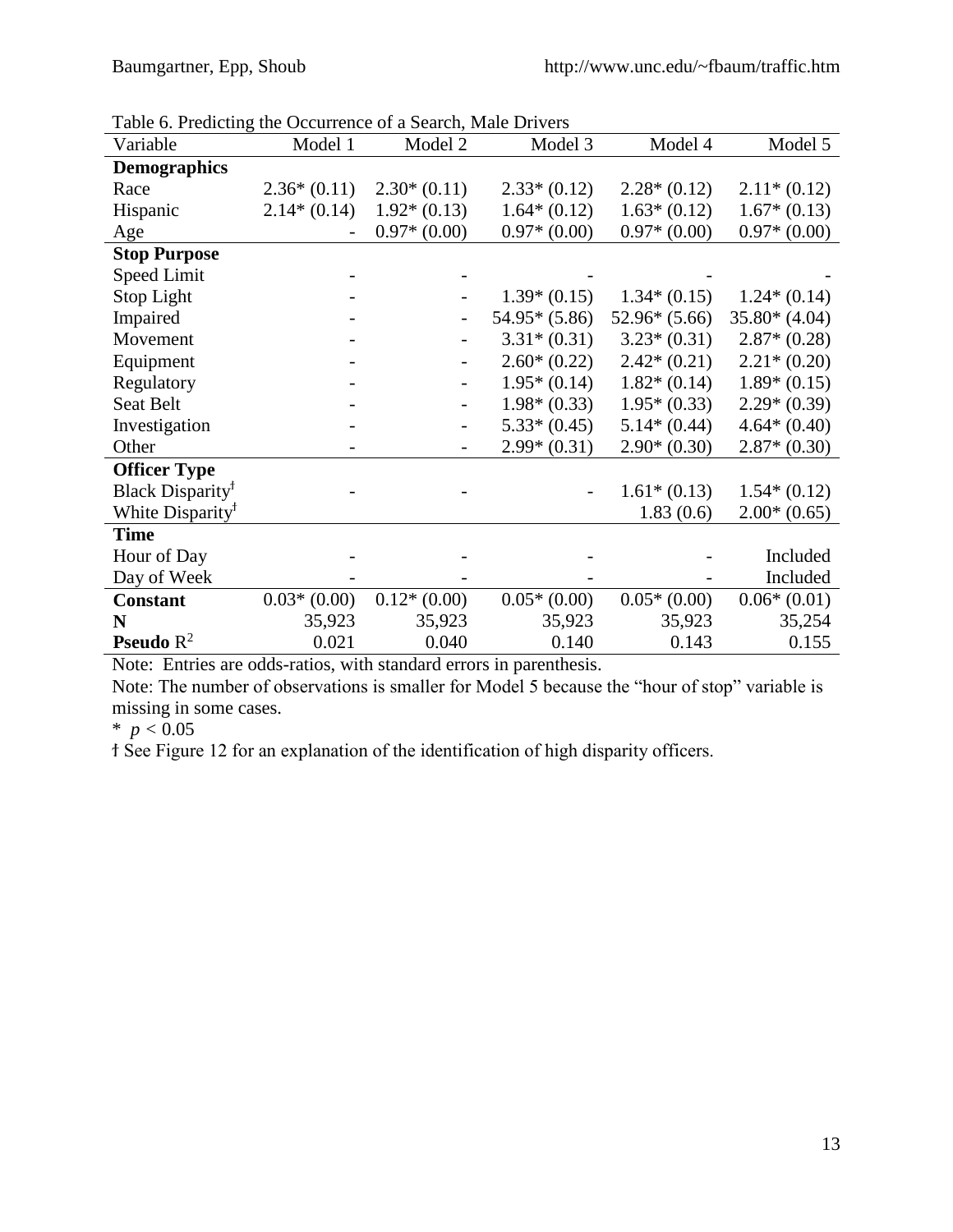Table 6. Predicting the Occurrence of a Search, Male Drivers

| Variable | Model 1 | Model 2 | Model 3 | Model 4 | Model 5 |
|---|---|---|---|---|---|
| **Demographics** | | | | | |
| Race | 2.36* (0.11) | 2.30* (0.11) | 2.33* (0.12) | 2.28* (0.12) | 2.11* (0.12) |
| Hispanic | 2.14* (0.14) | 1.92* (0.13) | 1.64* (0.12) | 1.63* (0.12) | 1.67* (0.13) |
| Age | - | 0.97* (0.00) | 0.97* (0.00) | 0.97* (0.00) | 0.97* (0.00) |
| **Stop Purpose** | | | | | |
| Speed Limit | - | - | - | - | - |
| Stop Light | - | - | 1.39* (0.15) | 1.34* (0.15) | 1.24* (0.14) |
| Impaired | - | - | 54.95* (5.86) | 52.96* (5.66) | 35.80* (4.04) |
| Movement | - | - | 3.31* (0.31) | 3.23* (0.31) | 2.87* (0.28) |
| Equipment | - | - | 2.60* (0.22) | 2.42* (0.21) | 2.21* (0.20) |
| Regulatory | - | - | 1.95* (0.14) | 1.82* (0.14) | 1.89* (0.15) |
| Seat Belt | - | - | 1.98* (0.33) | 1.95* (0.33) | 2.29* (0.39) |
| Investigation | - | - | 5.33* (0.45) | 5.14* (0.44) | 4.64* (0.40) |
| Other | - | - | 2.99* (0.31) | 2.90* (0.30) | 2.87* (0.30) |
| **Officer Type** | | | | | |
| Black Disparity[ƚ] | - | - | - | 1.61* (0.13) | 1.54* (0.12) |
| White Disparity[ƚ] | | | | 1.83 (0.6) | 2.00* (0.65) |
| **Time** | | | | | |
| Hour of Day | - | - | - | - | Included |
| Day of Week | - | - | - | - | Included |
| **Constant** | 0.03* (0.00) | 0.12* (0.00) | 0.05* (0.00) | 0.05* (0.00) | 0.06* (0.01) |
| **N** | 35,923 | 35,923 | 35,923 | 35,923 | 35,254 |
| **Pseudo** $R^2$ | 0.021 | 0.040 | 0.140 | 0.143 | 0.155 |

Note: Entries are odds-ratios, with standard errors in parenthesis.

Note: The number of observations is smaller for Model 5 because the "hour of stop" variable is missing in some cases.

* $p < 0.05$

ƚ See Figure 12 for an explanation of the identification of high disparity officers.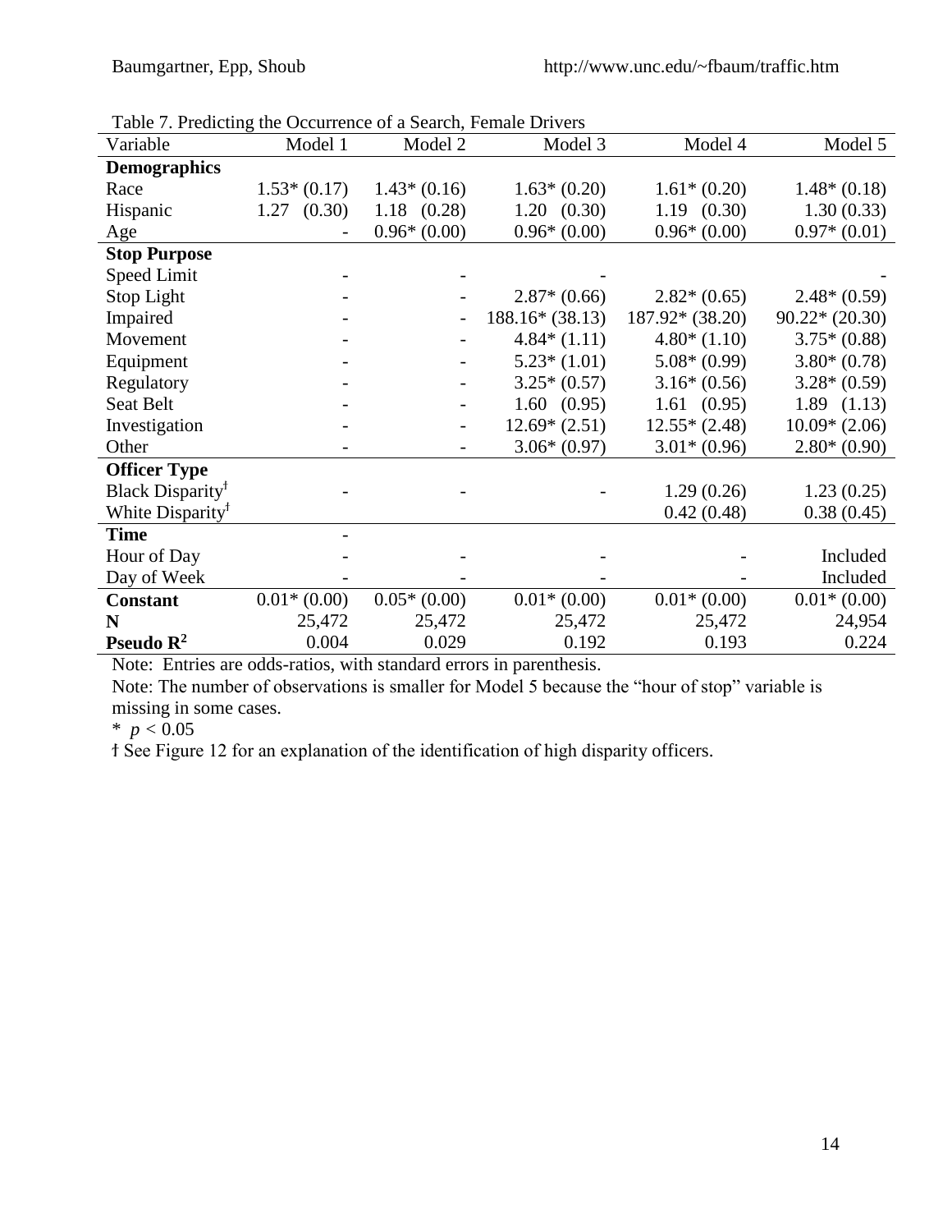Table 7. Predicting the Occurrence of a Search, Female Drivers

| Variable | Model 1 | Model 2 | Model 3 | Model 4 | Model 5 |
|---|---|---|---|---|---|
| **Demographics** | | | | | |
| Race | 1.53* (0.17) | 1.43* (0.16) | 1.63* (0.20) | 1.61* (0.20) | 1.48* (0.18) |
| Hispanic | 1.27 (0.30) | 1.18 (0.28) | 1.20 (0.30) | 1.19 (0.30) | 1.30 (0.33) |
| Age | - | 0.96* (0.00) | 0.96* (0.00) | 0.96* (0.00) | 0.97* (0.01) |
| **Stop Purpose** | | | | | |
| Speed Limit | - | - | - | | - |
| Stop Light | - | - | 2.87* (0.66) | 2.82* (0.65) | 2.48* (0.59) |
| Impaired | - | - | 188.16* (38.13) | 187.92* (38.20) | 90.22* (20.30) |
| Movement | - | - | 4.84* (1.11) | 4.80* (1.10) | 3.75* (0.88) |
| Equipment | - | - | 5.23* (1.01) | 5.08* (0.99) | 3.80* (0.78) |
| Regulatory | - | - | 3.25* (0.57) | 3.16* (0.56) | 3.28* (0.59) |
| Seat Belt | - | - | 1.60 (0.95) | 1.61 (0.95) | 1.89 (1.13) |
| Investigation | - | - | 12.69* (2.51) | 12.55* (2.48) | 10.09* (2.06) |
| Other | - | - | 3.06* (0.97) | 3.01* (0.96) | 2.80* (0.90) |
| **Officer Type** | | | | | |
| Black Disparity† | - | - | - | 1.29 (0.26) | 1.23 (0.25) |
| White Disparity† | | | | 0.42 (0.48) | 0.38 (0.45) |
| **Time** | - | | | | |
| Hour of Day | - | - | - | - | Included |
| Day of Week | - | - | - | - | Included |
| **Constant** | 0.01* (0.00) | 0.05* (0.00) | 0.01* (0.00) | 0.01* (0.00) | 0.01* (0.00) |
| **N** | 25,472 | 25,472 | 25,472 | 25,472 | 24,954 |
| **Pseudo $R^2$** | 0.004 | 0.029 | 0.192 | 0.193 | 0.224 |

Note: Entries are odds-ratios, with standard errors in parenthesis.

Note: The number of observations is smaller for Model 5 because the "hour of stop" variable is missing in some cases.

* $p < 0.05$

† See Figure 12 for an explanation of the identification of high disparity officers.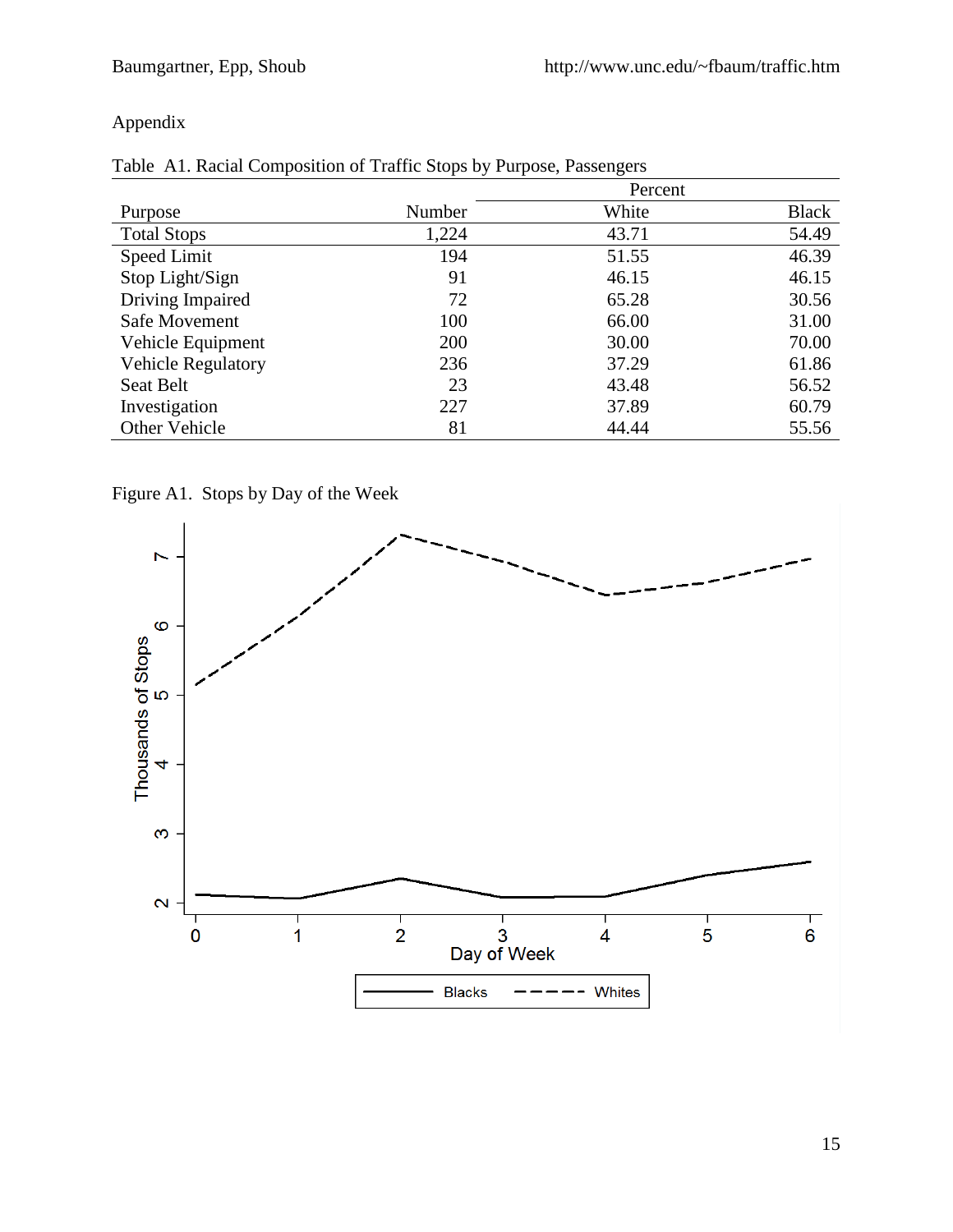Appendix

Table A1. Racial Composition of Traffic Stops by Purpose, Passengers

| Purpose | Number | Percent White | Percent Black |
|---|---|---|---|
| Total Stops | 1,224 | 43.71 | 54.49 |
| Speed Limit | 194 | 51.55 | 46.39 |
| Stop Light/Sign | 91 | 46.15 | 46.15 |
| Driving Impaired | 72 | 65.28 | 30.56 |
| Safe Movement | 100 | 66.00 | 31.00 |
| Vehicle Equipment | 200 | 30.00 | 70.00 |
| Vehicle Regulatory | 236 | 37.29 | 61.86 |
| Seat Belt | 23 | 43.48 | 56.52 |
| Investigation | 227 | 37.89 | 60.79 |
| Other Vehicle | 81 | 44.44 | 55.56 |

Figure A1. Stops by Day of the Week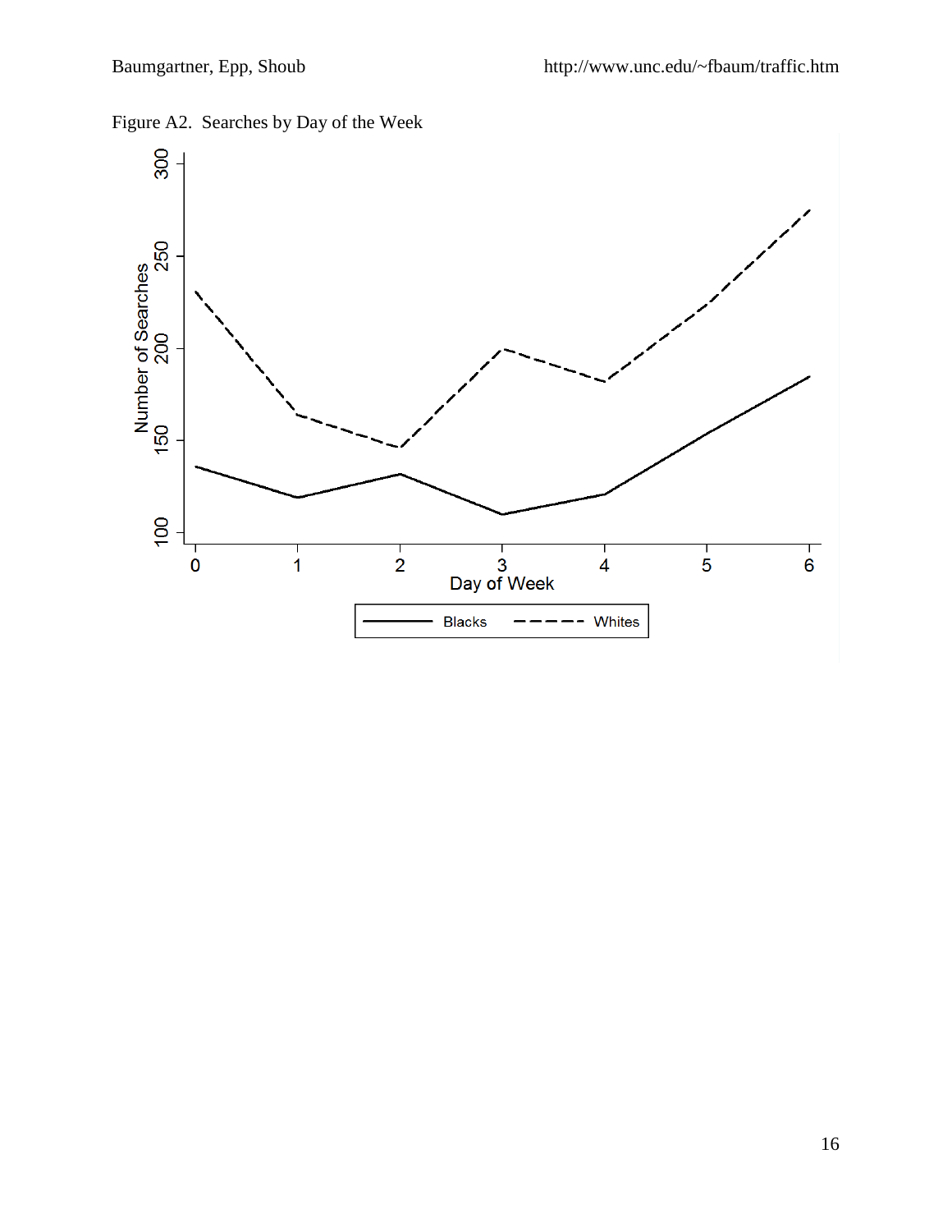Figure A2. Searches by Day of the Week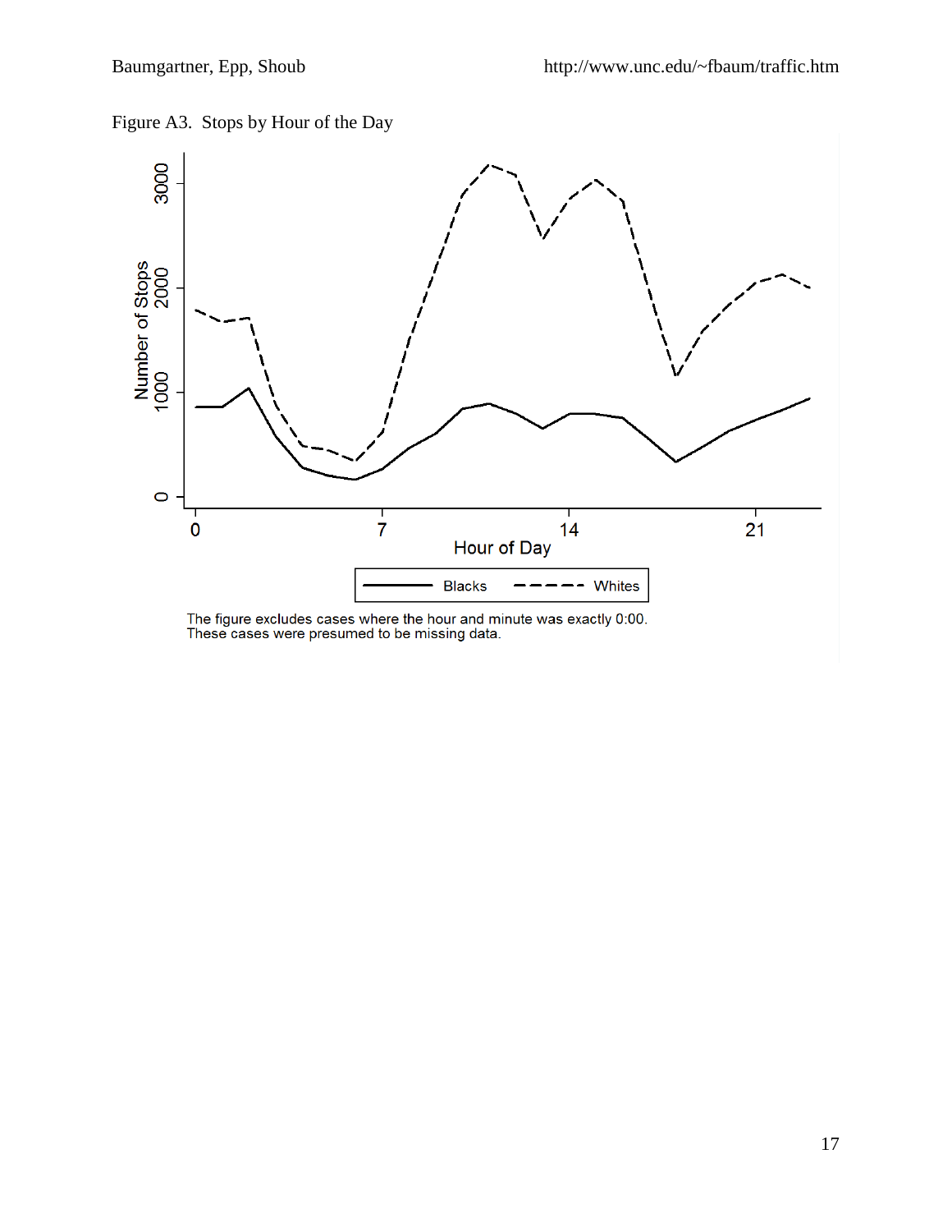Figure A3. Stops by Hour of the Day

The figure excludes cases where the hour and minute was exactly 0:00.
These cases were presumed to be missing data.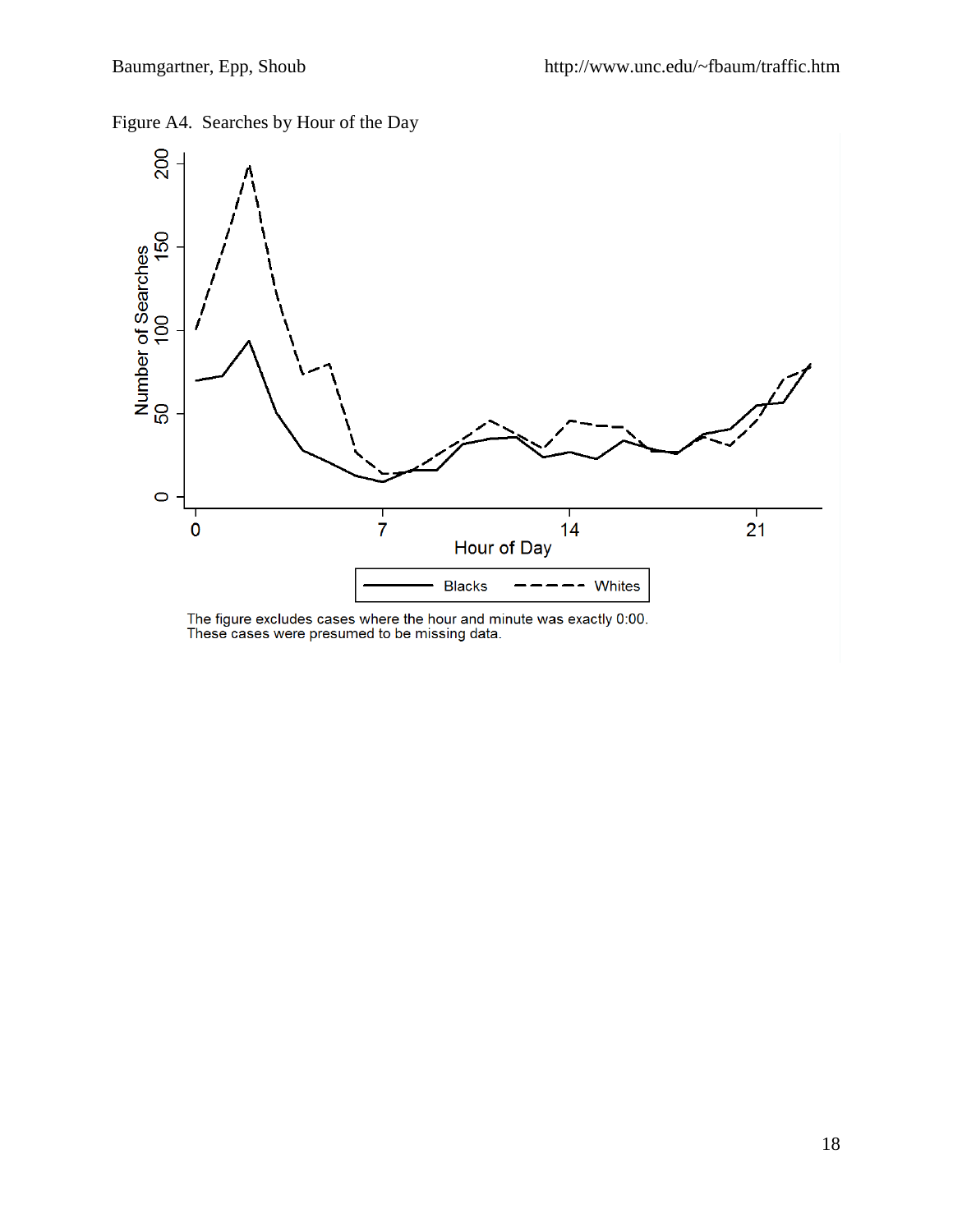Figure A4. Searches by Hour of the Day

The figure excludes cases where the hour and minute was exactly 0:00. These cases were presumed to be missing data.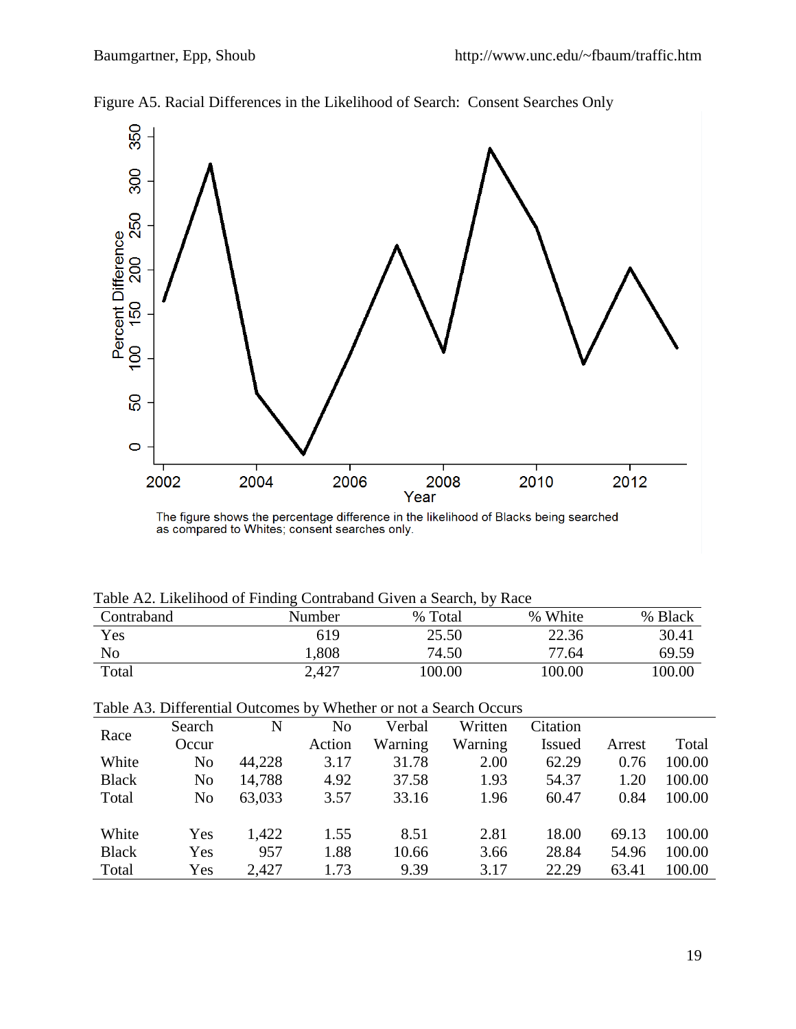Figure A5. Racial Differences in the Likelihood of Search: Consent Searches Only

Percent Difference

350
300
250
200
150
100
50
0

2002
2004
2006
2008
2010
2012

Year

The figure shows the percentage difference in the likelihood of Blacks being searched as compared to Whites; consent searches only.

Table A2. Likelihood of Finding Contraband Given a Search, by Race

| Contraband | Number | % Total | % White | % Black |
|---|---|---|---|---|
| Yes | 619 | 25.50 | 22.36 | 30.41 |
| No | 1,808 | 74.50 | 77.64 | 69.59 |
| Total | 2,427 | 100.00 | 100.00 | 100.00 |

Table A3. Differential Outcomes by Whether or not a Search Occurs

| Race | Search Occur | N | No Action | Verbal Warning | Written Warning | Citation Issued | Arrest | Total |
|---|---|---|---|---|---|---|---|---|
| White | No | 44,228 | 3.17 | 31.78 | 2.00 | 62.29 | 0.76 | 100.00 |
| Black | No | 14,788 | 4.92 | 37.58 | 1.93 | 54.37 | 1.20 | 100.00 |
| Total | No | 63,033 | 3.57 | 33.16 | 1.96 | 60.47 | 0.84 | 100.00 |
| | | | | | | | | |
| White | Yes | 1,422 | 1.55 | 8.51 | 2.81 | 18.00 | 69.13 | 100.00 |
| Black | Yes | 957 | 1.88 | 10.66 | 3.66 | 28.84 | 54.96 | 100.00 |
| Total | Yes | 2,427 | 1.73 | 9.39 | 3.17 | 22.29 | 63.41 | 100.00 |